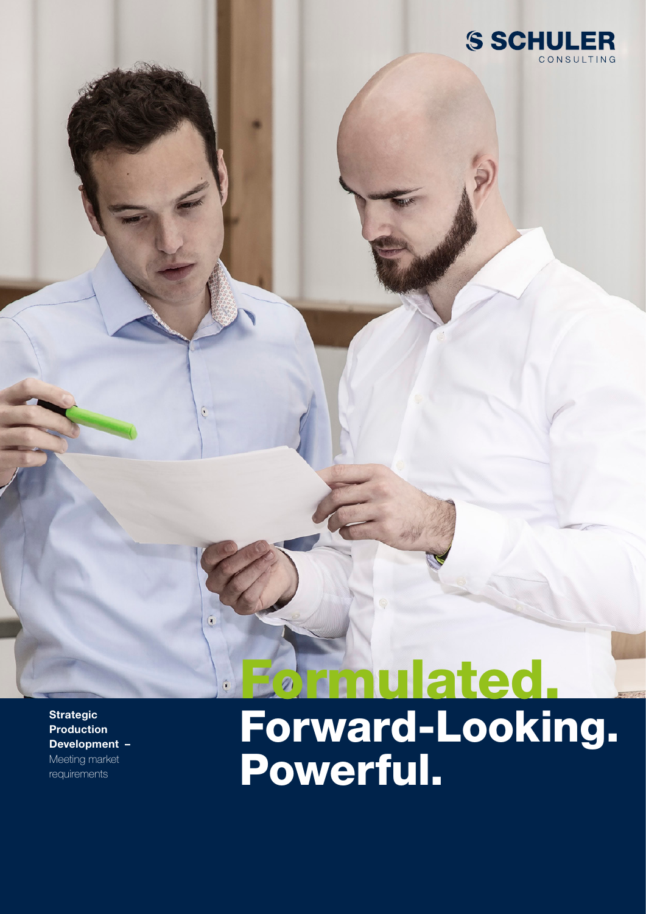SCHULER CONSULTING

**Strategic Production Development –** Meeting market requirements

# Formulated. Forward-Looking. Powerful.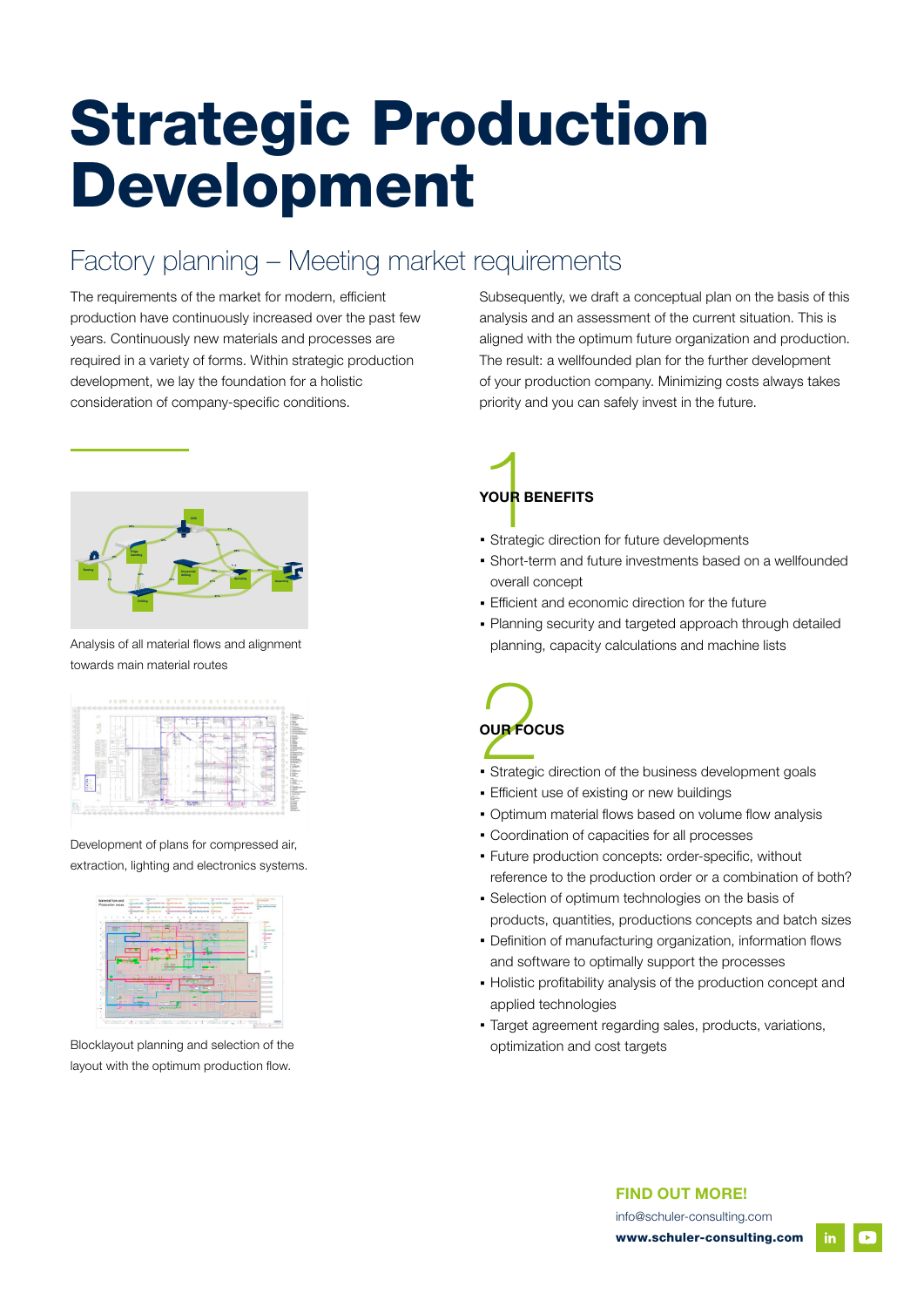# Strategic Production Development

## Factory planning – Meeting market requirements

The requirements of the market for modern, efficient production have continuously increased over the past few years. Continuously new materials and processes are required in a variety of forms. Within strategic production development, we lay the foundation for a holistic consideration of company-specific conditions.

Subsequently, we draft a conceptual plan on the basis of this analysis and an assessment of the current situation. This is aligned with the optimum future organization and production. The result: a wellfounded plan for the further development of your production company. Minimizing costs always takes priority and you can safely invest in the future.

Analysis of all material flows and alignment towards main material routes

Development of plans for compressed air, extraction, lighting and electronics systems.

Blocklayout planning and selection of the layout with the optimum production flow.

### 1 YOUR BENEFITS

- Strategic direction for future developments
- Short-term and future investments based on a wellfounded overall concept
- Efficient and economic direction for the future
- Planning security and targeted approach through detailed planning, capacity calculations and machine lists

### 2 OUR FOCUS

- Strategic direction of the business development goals
- Efficient use of existing or new buildings
- Optimum material flows based on volume flow analysis
- Coordination of capacities for all processes
- Future production concepts: order-specific, without reference to the production order or a combination of both?
- Selection of optimum technologies on the basis of products, quantities, productions concepts and batch sizes
- Definition of manufacturing organization, information flows and software to optimally support the processes
- Holistic profitability analysis of the production concept and applied technologies
- Target agreement regarding sales, products, variations, optimization and cost targets

**FIND OUT MORE!**

info@schuler-consulting.com

**www.schuler-consulting.com**